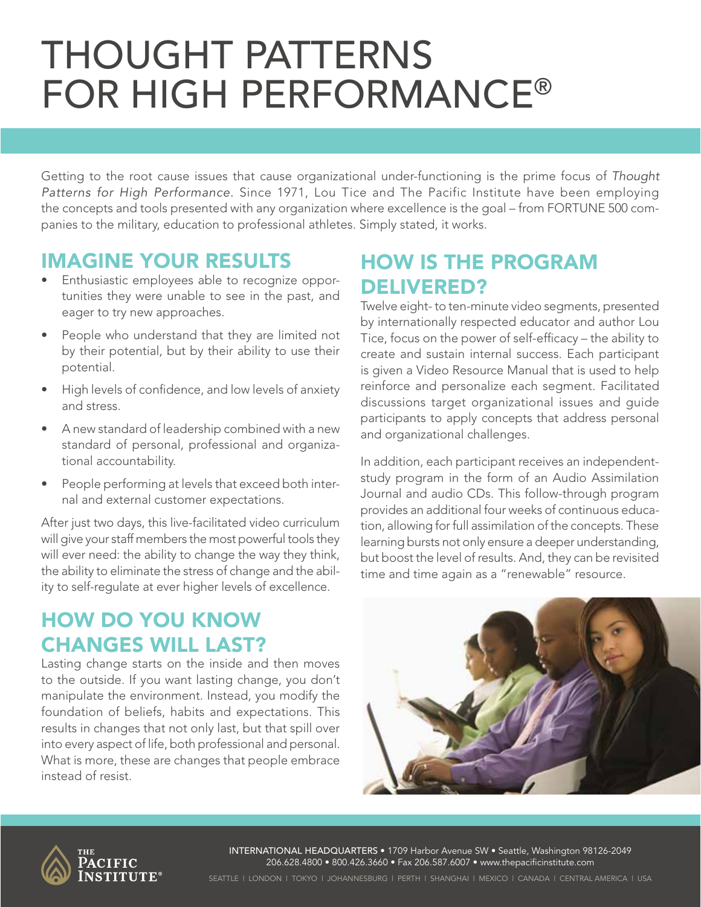# THOUGHT PATTERNS FOR HIGH PERFORMANCE®

Getting to the root cause issues that cause organizational under-functioning is the prime focus of *Thought Patterns for High Performance*. Since 1971, Lou Tice and The Pacific Institute have been employing the concepts and tools presented with any organization where excellence is the goal – from FORTUNE 500 companies to the military, education to professional athletes. Simply stated, it works.

## IMAGINE YOUR RESULTS

- Enthusiastic employees able to recognize opportunities they were unable to see in the past, and eager to try new approaches.
- People who understand that they are limited not by their potential, but by their ability to use their potential.
- High levels of confidence, and low levels of anxiety and stress.
- A new standard of leadership combined with a new standard of personal, professional and organizational accountability.
- People performing at levels that exceed both internal and external customer expectations.

After just two days, this live-facilitated video curriculum will give your staff members the most powerful tools they will ever need: the ability to change the way they think, the ability to eliminate the stress of change and the ability to self-regulate at ever higher levels of excellence.

## HOW DO YOU KNOW CHANGES WILL LAST?

Lasting change starts on the inside and then moves to the outside. If you want lasting change, you don't manipulate the environment. Instead, you modify the foundation of beliefs, habits and expectations. This results in changes that not only last, but that spill over into every aspect of life, both professional and personal. What is more, these are changes that people embrace instead of resist.

## HOW IS THE PROGRAM DELIVERED?

Twelve eight- to ten-minute video segments, presented by internationally respected educator and author Lou Tice, focus on the power of self-efficacy – the ability to create and sustain internal success. Each participant is given a Video Resource Manual that is used to help reinforce and personalize each segment. Facilitated discussions target organizational issues and guide participants to apply concepts that address personal and organizational challenges.

In addition, each participant receives an independent-study program in the form of an Audio Assimilation Journal and audio CDs. This follow-through program provides an additional four weeks of continuous education, allowing for full assimilation of the concepts. These learning bursts not only ensure a deeper understanding, but boost the level of results. And, they can be revisited time and time again as a "renewable" resource.

THE PACIFIC INSTITUTE®

INTERNATIONAL HEADQUARTERS • 1709 Harbor Avenue SW • Seattle, Washington 98126-2049
206.628.4800 • 800.426.3660 • Fax 206.587.6007 • www.thepacificinstitute.com

SEATTLE | LONDON | TOKYO | JOHANNESBURG | PERTH | SHANGHAI | MEXICO | CANADA | CENTRAL AMERICA | USA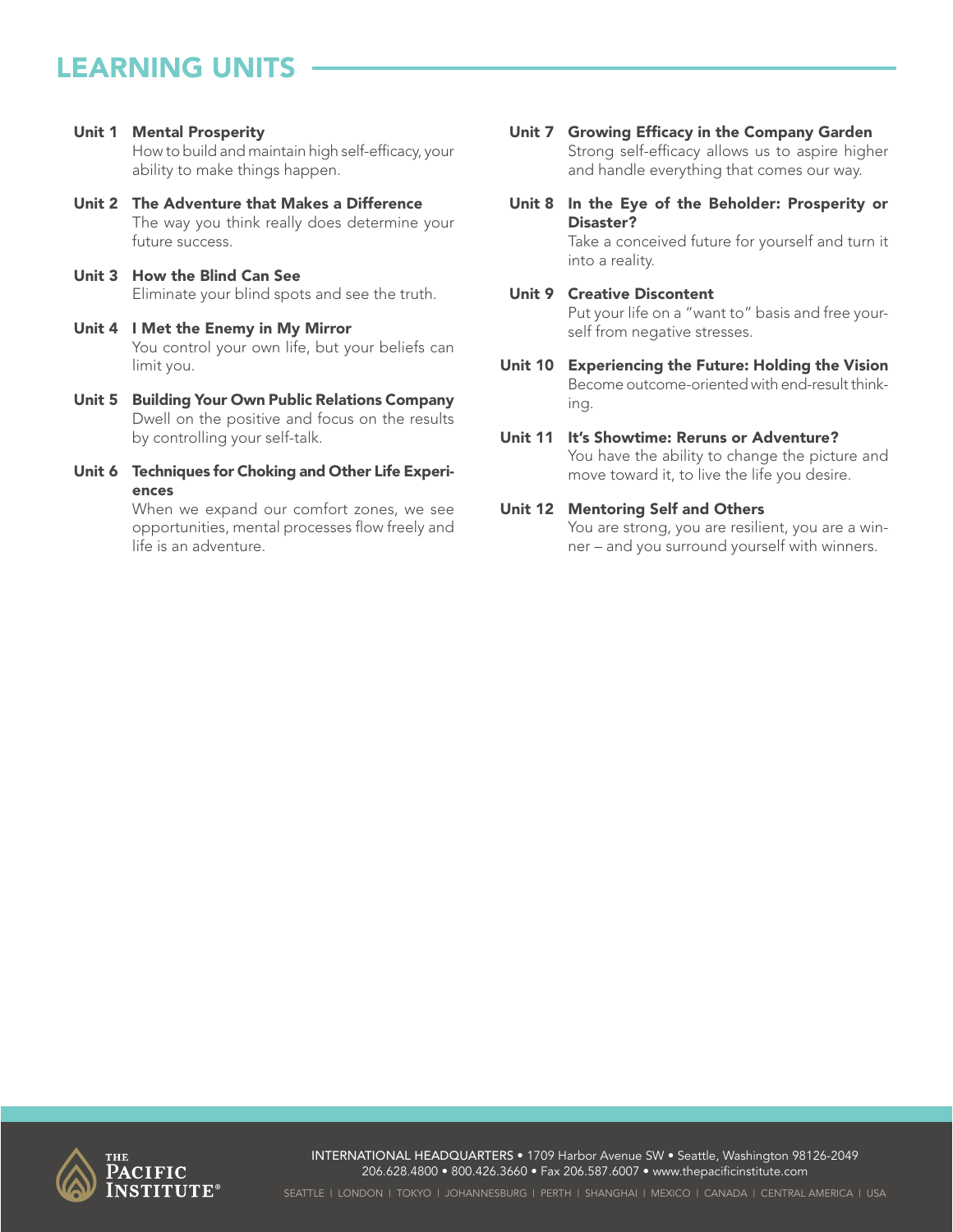## LEARNING UNITS

**Unit 1 Mental Prosperity**
How to build and maintain high self-efficacy, your ability to make things happen.

**Unit 2 The Adventure that Makes a Difference**
The way you think really does determine your future success.

**Unit 3 How the Blind Can See**
Eliminate your blind spots and see the truth.

**Unit 4 I Met the Enemy in My Mirror**
You control your own life, but your beliefs can limit you.

**Unit 5 Building Your Own Public Relations Company**
Dwell on the positive and focus on the results by controlling your self-talk.

**Unit 6 Techniques for Choking and Other Life Experiences**
When we expand our comfort zones, we see opportunities, mental processes flow freely and life is an adventure.

**Unit 7 Growing Efficacy in the Company Garden**
Strong self-efficacy allows us to aspire higher and handle everything that comes our way.

**Unit 8 In the Eye of the Beholder: Prosperity or Disaster?**
Take a conceived future for yourself and turn it into a reality.

**Unit 9 Creative Discontent**
Put your life on a "want to" basis and free yourself from negative stresses.

**Unit 10 Experiencing the Future: Holding the Vision**
Become outcome-oriented with end-result thinking.

**Unit 11 It's Showtime: Reruns or Adventure?**
You have the ability to change the picture and move toward it, to live the life you desire.

**Unit 12 Mentoring Self and Others**
You are strong, you are resilient, you are a winner – and you surround yourself with winners.

THE PACIFIC INSTITUTE®

INTERNATIONAL HEADQUARTERS • 1709 Harbor Avenue SW • Seattle, Washington 98126-2049
206.628.4800 • 800.426.3660 • Fax 206.587.6007 • www.thepacificinstitute.com

SEATTLE | LONDON | TOKYO | JOHANNESBURG | PERTH | SHANGHAI | MEXICO | CANADA | CENTRAL AMERICA | USA